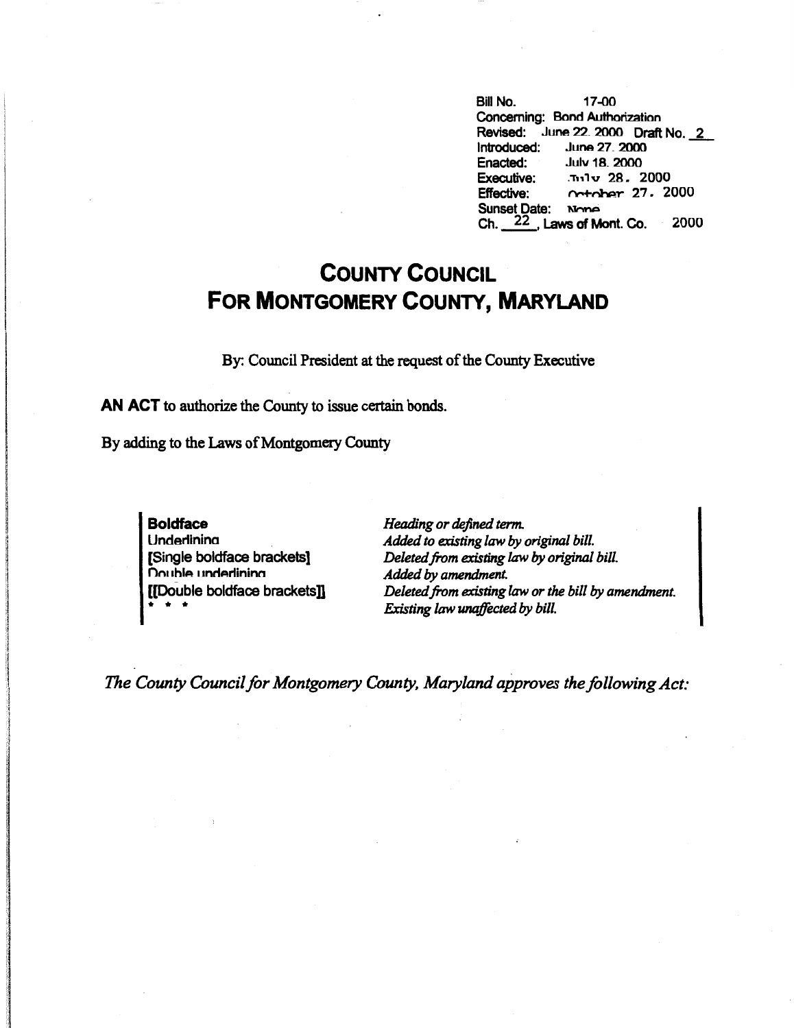Bill No. 17-00
Concerning: Bond Authorization
Revised: June 22, 2000 Draft No. 2
Introduced: June 27, 2000
Enacted: July 18, 2000
Executive: July 28, 2000
Effective: October 27, 2000
Sunset Date: None
Ch. 22, Laws of Mont. Co. 2000

# COUNTY COUNCIL FOR MONTGOMERY COUNTY, MARYLAND

By: Council President at the request of the County Executive

**AN ACT** to authorize the County to issue certain bonds.

By adding to the Laws of Montgomery County

| | |
|---|---|
| **Boldface** | *Heading or defined term.* |
| Underlining | *Added to existing law by original bill.* |
| **[Single boldface brackets]** | *Deleted from existing law by original bill.* |
| Double underlining | *Added by amendment.* |
| **[[Double boldface brackets]]** | *Deleted from existing law or the bill by amendment.* |
| * * * | *Existing law unaffected by bill.* |

*The County Council for Montgomery County, Maryland approves the following Act:*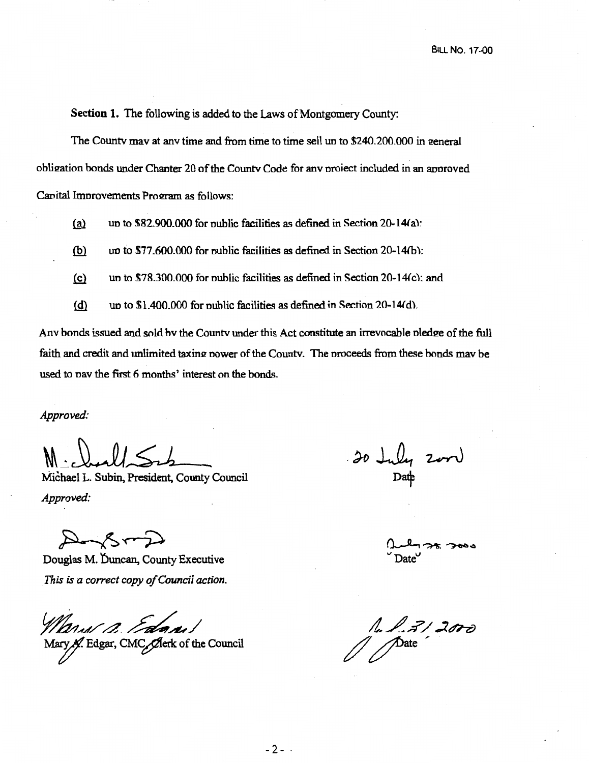**Section 1.** The following is added to the Laws of Montgomery County:

The County may at any time and from time to time sell up to $240,200,000 in general obligation bonds under Chapter 20 of the County Code for any project included in an approved Capital Improvements Program as follows:

- (a) up to $82,900,000 for public facilities as defined in Section 20-14(a);
- (b) up to $77,600,000 for public facilities as defined in Section 20-14(b);
- (c) up to $78,300,000 for public facilities as defined in Section 20-14(c); and
- (d) up to $1,400,000 for public facilities as defined in Section 20-14(d).

Any bonds issued and sold by the County under this Act constitute an irrevocable pledge of the full faith and credit and unlimited taxing power of the County. The proceeds from these bonds may be used to pay the first 6 months' interest on the bonds.

*Approved:*

Michael L. Subin, President, County Council — Date: 20 July 2000

*Approved:*

Douglas M. Duncan, County Executive — Date: July 25, 2000

*This is a correct copy of Council action.*

Mary A. Edgar, CMC, Clerk of the Council — Date: 7/31/2000